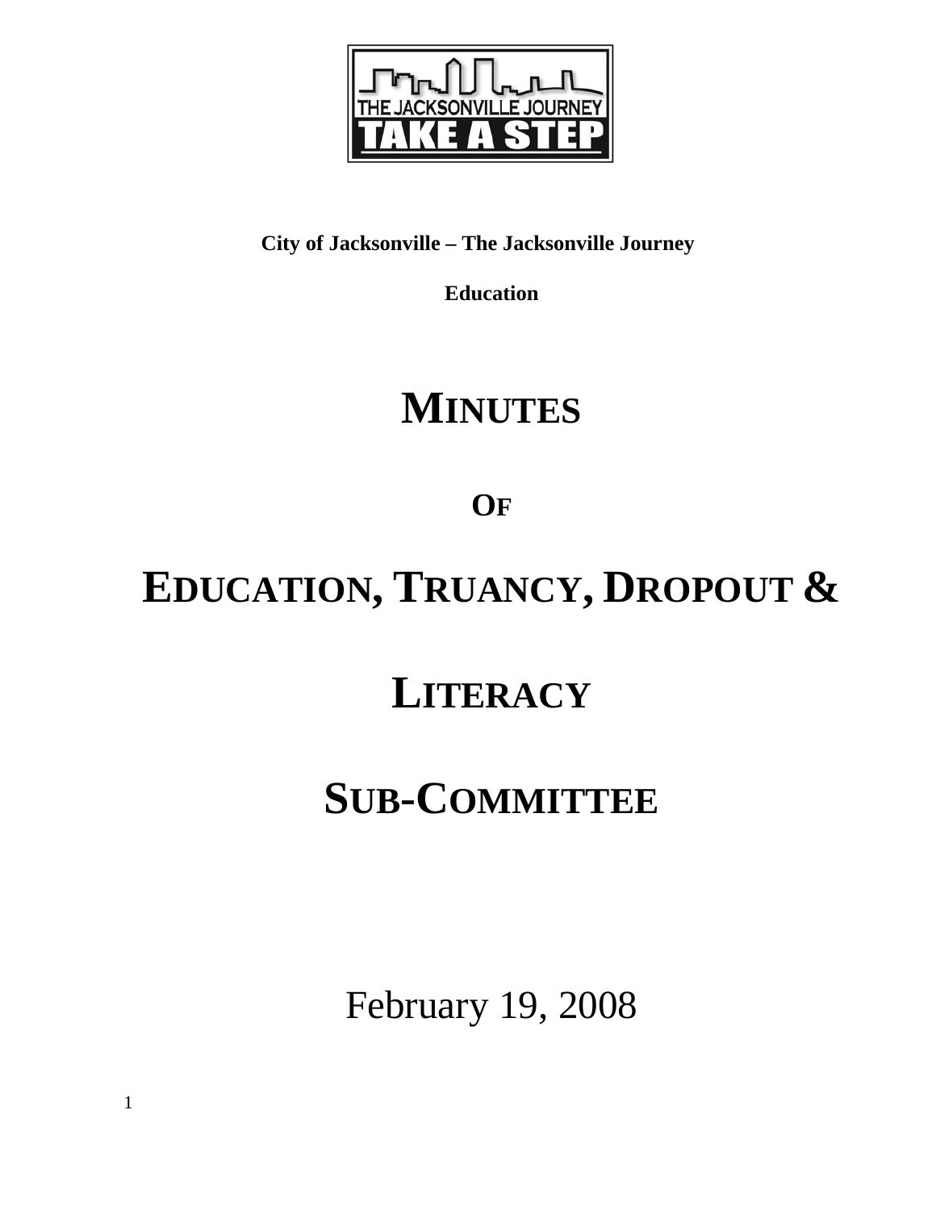**City of Jacksonville – The Jacksonville Journey**

**Education**

# MINUTES

## OF

# EDUCATION, TRUANCY, DROPOUT & LITERACY SUB-COMMITTEE

February 19, 2008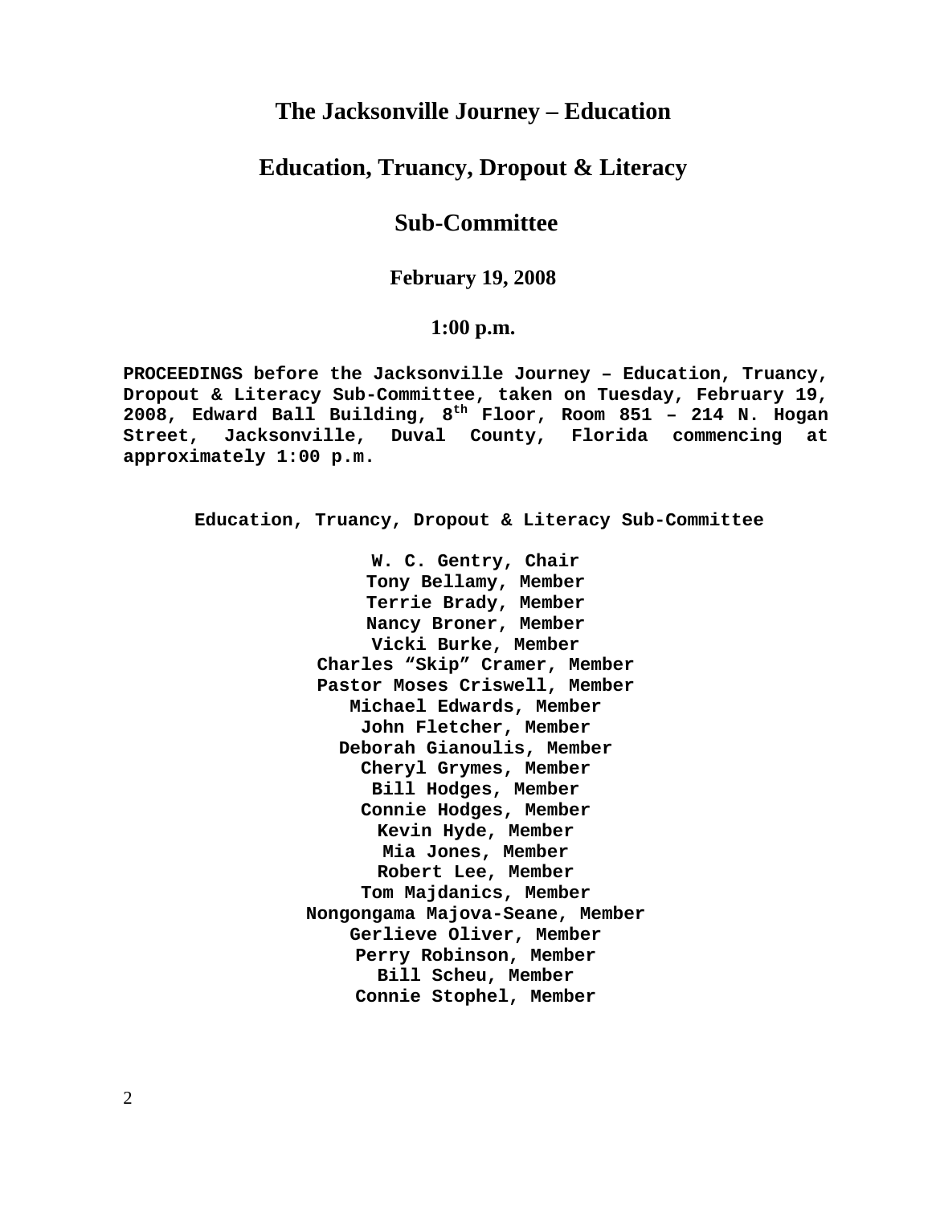# The Jacksonville Journey – Education

## Education, Truancy, Dropout & Literacy

## Sub-Committee

### February 19, 2008

### 1:00 p.m.

**PROCEEDINGS before the Jacksonville Journey – Education, Truancy, Dropout & Literacy Sub-Committee, taken on Tuesday, February 19, 2008, Edward Ball Building, 8th Floor, Room 851 – 214 N. Hogan Street, Jacksonville, Duval County, Florida commencing at approximately 1:00 p.m.**

**Education, Truancy, Dropout & Literacy Sub-Committee**

**W. C. Gentry, Chair**
**Tony Bellamy, Member**
**Terrie Brady, Member**
**Nancy Broner, Member**
**Vicki Burke, Member**
**Charles "Skip" Cramer, Member**
**Pastor Moses Criswell, Member**
**Michael Edwards, Member**
**John Fletcher, Member**
**Deborah Gianoulis, Member**
**Cheryl Grymes, Member**
**Bill Hodges, Member**
**Connie Hodges, Member**
**Kevin Hyde, Member**
**Mia Jones, Member**
**Robert Lee, Member**
**Tom Majdanics, Member**
**Nongongama Majova-Seane, Member**
**Gerlieve Oliver, Member**
**Perry Robinson, Member**
**Bill Scheu, Member**
**Connie Stophel, Member**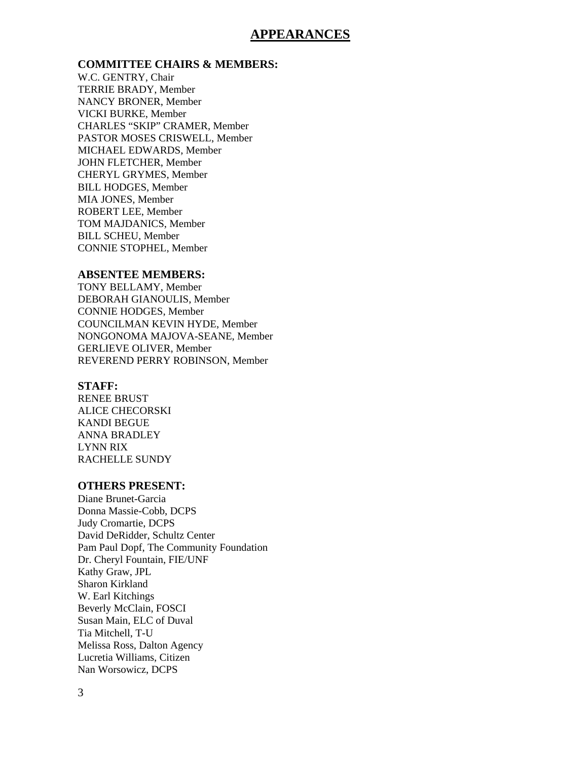# APPEARANCES

**COMMITTEE CHAIRS & MEMBERS:**

W.C. GENTRY, Chair
TERRIE BRADY, Member
NANCY BRONER, Member
VICKI BURKE, Member
CHARLES “SKIP” CRAMER, Member
PASTOR MOSES CRISWELL, Member
MICHAEL EDWARDS, Member
JOHN FLETCHER, Member
CHERYL GRYMES, Member
BILL HODGES, Member
MIA JONES, Member
ROBERT LEE, Member
TOM MAJDANICS, Member
BILL SCHEU, Member
CONNIE STOPHEL, Member

**ABSENTEE MEMBERS:**

TONY BELLAMY, Member
DEBORAH GIANOULIS, Member
CONNIE HODGES, Member
COUNCILMAN KEVIN HYDE, Member
NONGONOMA MAJOVA-SEANE, Member
GERLIEVE OLIVER, Member
REVEREND PERRY ROBINSON, Member

**STAFF:**

RENEE BRUST
ALICE CHECORSKI
KANDI BEGUE
ANNA BRADLEY
LYNN RIX
RACHELLE SUNDY

**OTHERS PRESENT:**

Diane Brunet-Garcia
Donna Massie-Cobb, DCPS
Judy Cromartie, DCPS
David DeRidder, Schultz Center
Pam Paul Dopf, The Community Foundation
Dr. Cheryl Fountain, FIE/UNF
Kathy Graw, JPL
Sharon Kirkland
W. Earl Kitchings
Beverly McClain, FOSCI
Susan Main, ELC of Duval
Tia Mitchell, T-U
Melissa Ross, Dalton Agency
Lucretia Williams, Citizen
Nan Worsowicz, DCPS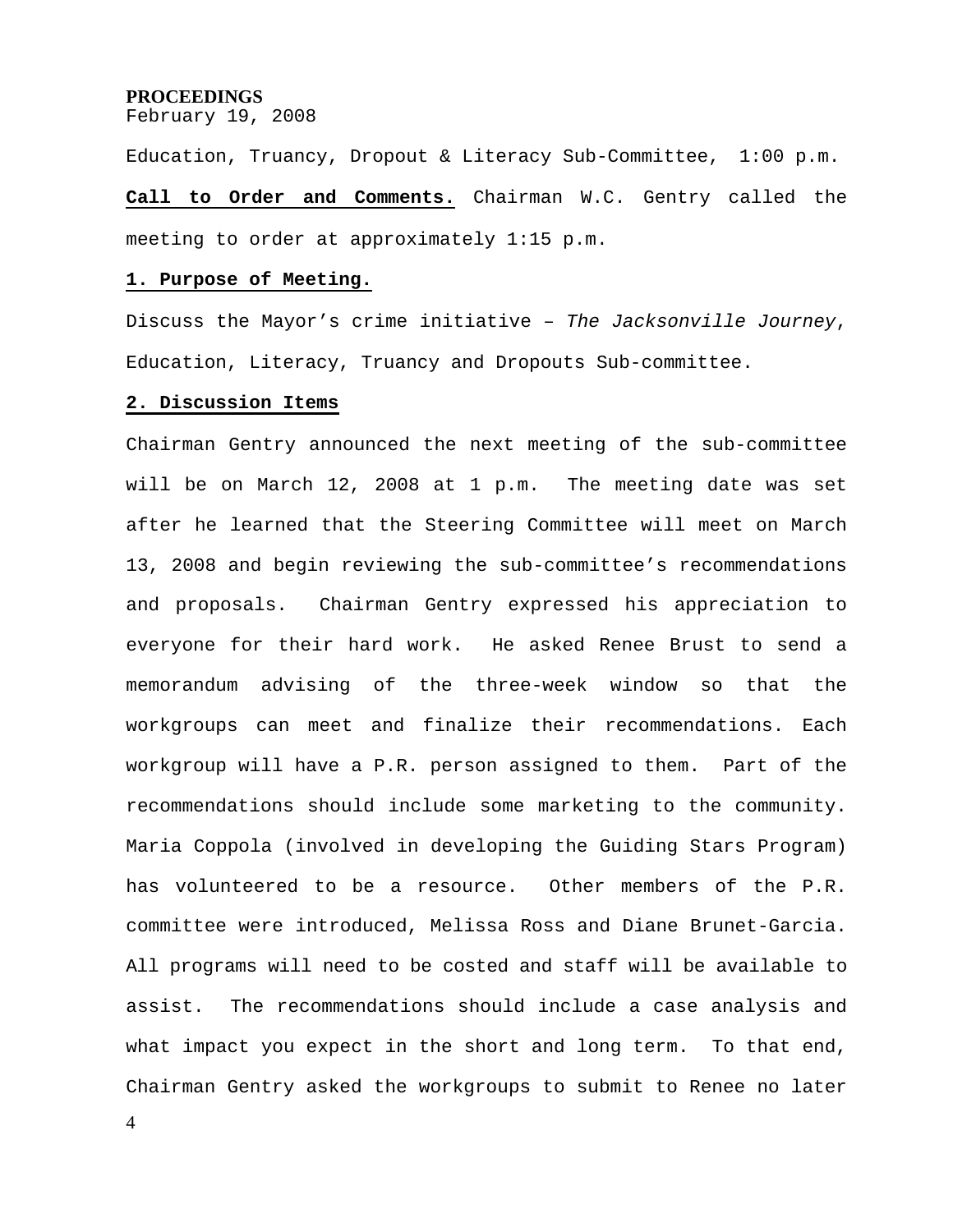**PROCEEDINGS**
February 19, 2008

Education, Truancy, Dropout & Literacy Sub-Committee, 1:00 p.m.

**Call to Order and Comments.** Chairman W.C. Gentry called the meeting to order at approximately 1:15 p.m.

**1. Purpose of Meeting.**

Discuss the Mayor's crime initiative – *The Jacksonville Journey*, Education, Literacy, Truancy and Dropouts Sub-committee.

**2. Discussion Items**

Chairman Gentry announced the next meeting of the sub-committee will be on March 12, 2008 at 1 p.m. The meeting date was set after he learned that the Steering Committee will meet on March 13, 2008 and begin reviewing the sub-committee's recommendations and proposals. Chairman Gentry expressed his appreciation to everyone for their hard work. He asked Renee Brust to send a memorandum advising of the three-week window so that the workgroups can meet and finalize their recommendations. Each workgroup will have a P.R. person assigned to them. Part of the recommendations should include some marketing to the community. Maria Coppola (involved in developing the Guiding Stars Program) has volunteered to be a resource. Other members of the P.R. committee were introduced, Melissa Ross and Diane Brunet-Garcia. All programs will need to be costed and staff will be available to assist. The recommendations should include a case analysis and what impact you expect in the short and long term. To that end, Chairman Gentry asked the workgroups to submit to Renee no later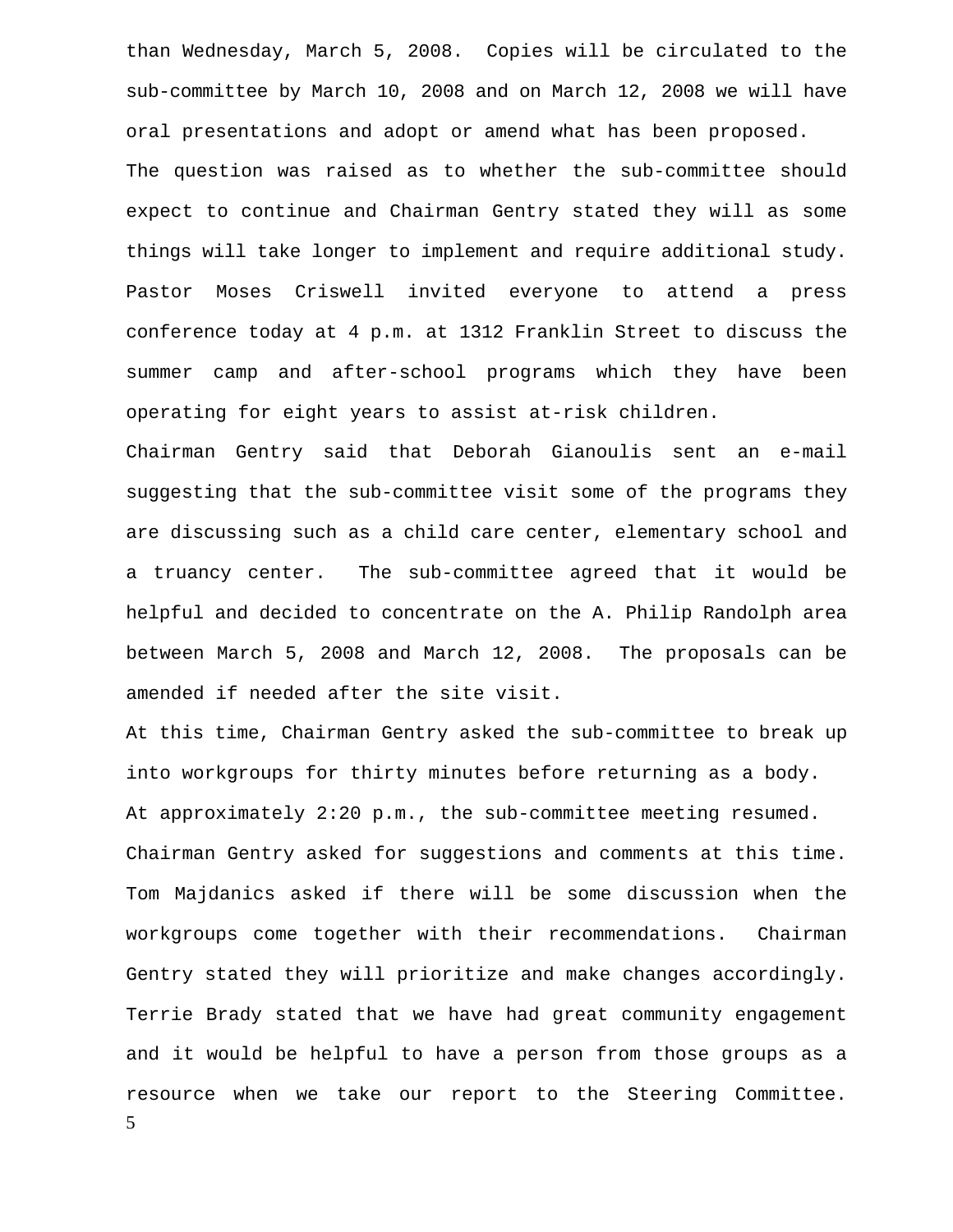than Wednesday, March 5, 2008. Copies will be circulated to the sub-committee by March 10, 2008 and on March 12, 2008 we will have oral presentations and adopt or amend what has been proposed.

The question was raised as to whether the sub-committee should expect to continue and Chairman Gentry stated they will as some things will take longer to implement and require additional study.

Pastor Moses Criswell invited everyone to attend a press conference today at 4 p.m. at 1312 Franklin Street to discuss the summer camp and after-school programs which they have been operating for eight years to assist at-risk children.

Chairman Gentry said that Deborah Gianoulis sent an e-mail suggesting that the sub-committee visit some of the programs they are discussing such as a child care center, elementary school and a truancy center. The sub-committee agreed that it would be helpful and decided to concentrate on the A. Philip Randolph area between March 5, 2008 and March 12, 2008. The proposals can be amended if needed after the site visit.

At this time, Chairman Gentry asked the sub-committee to break up into workgroups for thirty minutes before returning as a body.

At approximately 2:20 p.m., the sub-committee meeting resumed.

Chairman Gentry asked for suggestions and comments at this time.

Tom Majdanics asked if there will be some discussion when the workgroups come together with their recommendations. Chairman Gentry stated they will prioritize and make changes accordingly.

Terrie Brady stated that we have had great community engagement and it would be helpful to have a person from those groups as a resource when we take our report to the Steering Committee.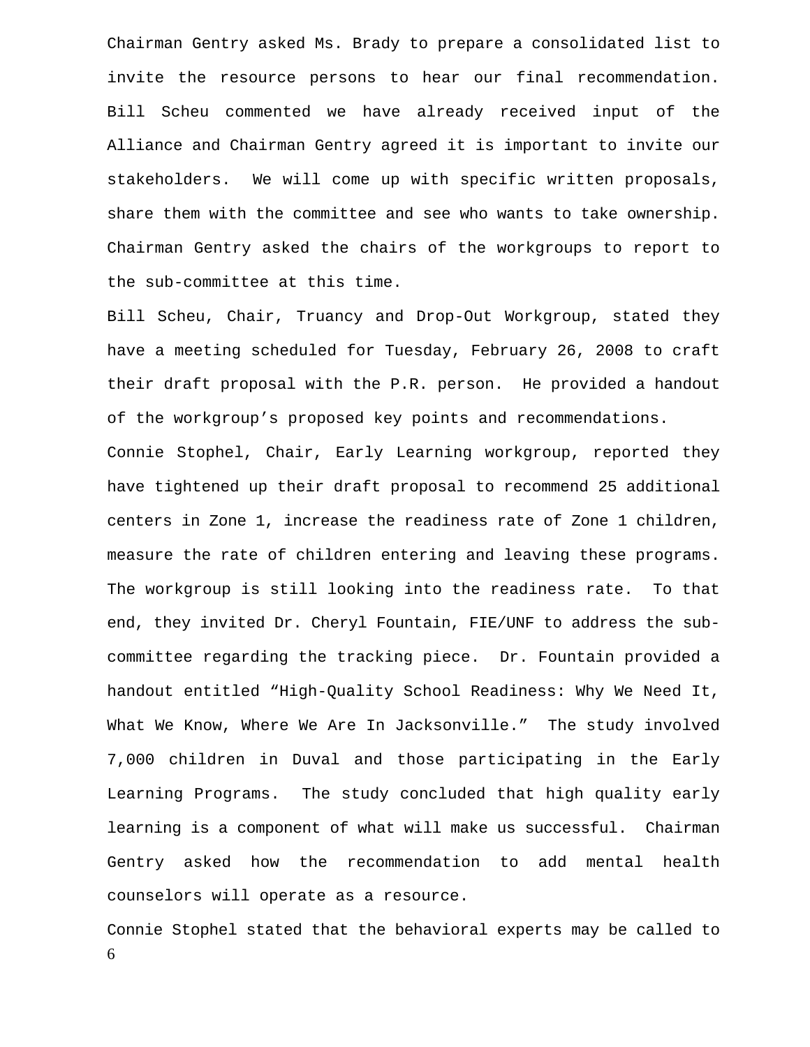Chairman Gentry asked Ms. Brady to prepare a consolidated list to invite the resource persons to hear our final recommendation. Bill Scheu commented we have already received input of the Alliance and Chairman Gentry agreed it is important to invite our stakeholders. We will come up with specific written proposals, share them with the committee and see who wants to take ownership. Chairman Gentry asked the chairs of the workgroups to report to the sub-committee at this time.

Bill Scheu, Chair, Truancy and Drop-Out Workgroup, stated they have a meeting scheduled for Tuesday, February 26, 2008 to craft their draft proposal with the P.R. person. He provided a handout of the workgroup's proposed key points and recommendations.

Connie Stophel, Chair, Early Learning workgroup, reported they have tightened up their draft proposal to recommend 25 additional centers in Zone 1, increase the readiness rate of Zone 1 children, measure the rate of children entering and leaving these programs. The workgroup is still looking into the readiness rate. To that end, they invited Dr. Cheryl Fountain, FIE/UNF to address the sub-committee regarding the tracking piece. Dr. Fountain provided a handout entitled "High-Quality School Readiness: Why We Need It, What We Know, Where We Are In Jacksonville." The study involved 7,000 children in Duval and those participating in the Early Learning Programs. The study concluded that high quality early learning is a component of what will make us successful. Chairman Gentry asked how the recommendation to add mental health counselors will operate as a resource.

Connie Stophel stated that the behavioral experts may be called to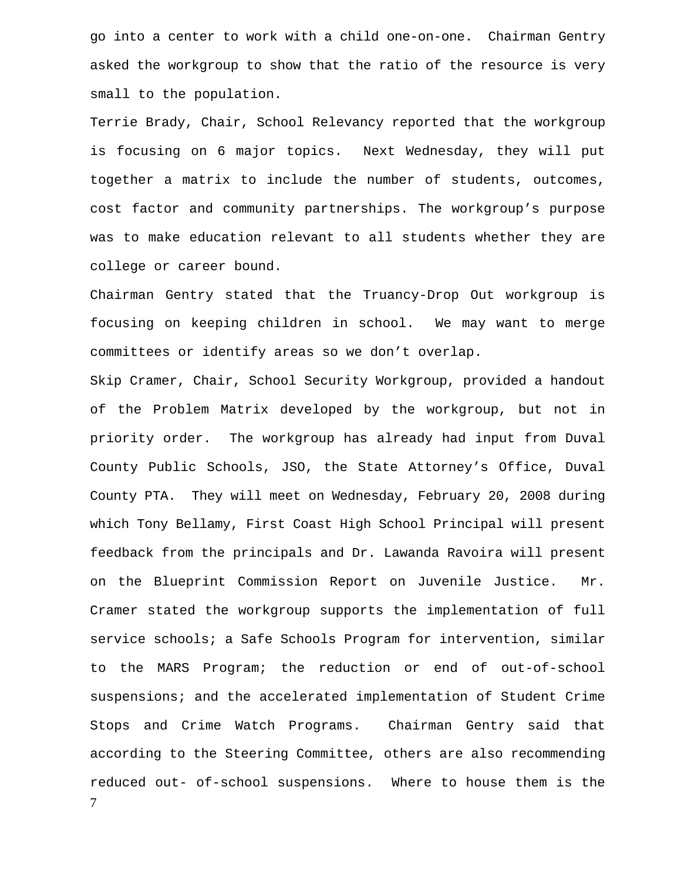go into a center to work with a child one-on-one. Chairman Gentry asked the workgroup to show that the ratio of the resource is very small to the population.

Terrie Brady, Chair, School Relevancy reported that the workgroup is focusing on 6 major topics. Next Wednesday, they will put together a matrix to include the number of students, outcomes, cost factor and community partnerships. The workgroup's purpose was to make education relevant to all students whether they are college or career bound.

Chairman Gentry stated that the Truancy-Drop Out workgroup is focusing on keeping children in school. We may want to merge committees or identify areas so we don't overlap.

Skip Cramer, Chair, School Security Workgroup, provided a handout of the Problem Matrix developed by the workgroup, but not in priority order. The workgroup has already had input from Duval County Public Schools, JSO, the State Attorney's Office, Duval County PTA. They will meet on Wednesday, February 20, 2008 during which Tony Bellamy, First Coast High School Principal will present feedback from the principals and Dr. Lawanda Ravoira will present on the Blueprint Commission Report on Juvenile Justice. Mr. Cramer stated the workgroup supports the implementation of full service schools; a Safe Schools Program for intervention, similar to the MARS Program; the reduction or end of out-of-school suspensions; and the accelerated implementation of Student Crime Stops and Crime Watch Programs. Chairman Gentry said that according to the Steering Committee, others are also recommending reduced out- of-school suspensions. Where to house them is the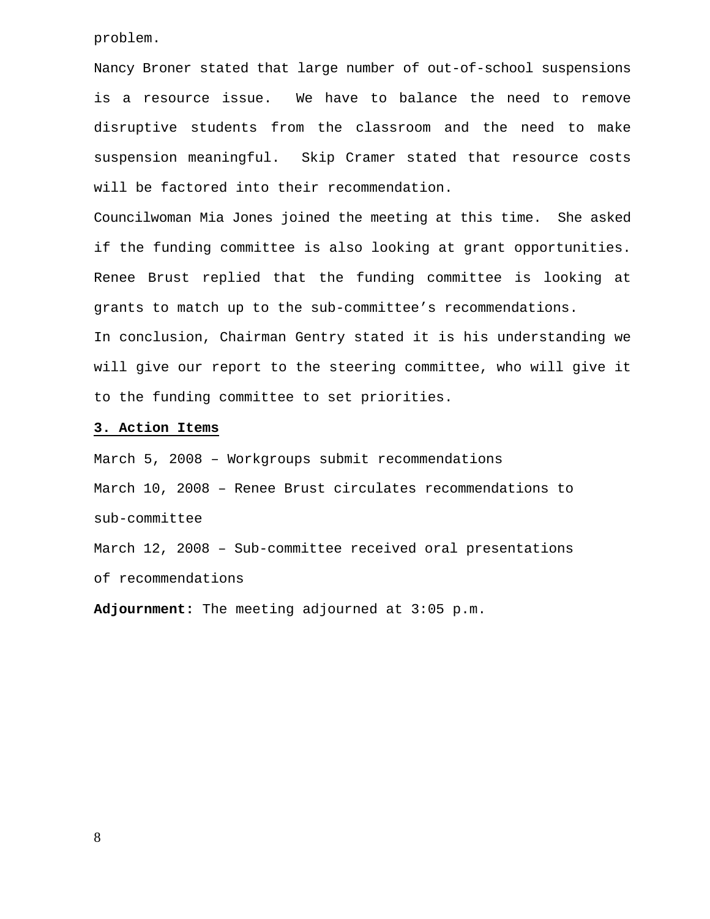problem.

Nancy Broner stated that large number of out-of-school suspensions is a resource issue. We have to balance the need to remove disruptive students from the classroom and the need to make suspension meaningful. Skip Cramer stated that resource costs will be factored into their recommendation.

Councilwoman Mia Jones joined the meeting at this time. She asked if the funding committee is also looking at grant opportunities. Renee Brust replied that the funding committee is looking at grants to match up to the sub-committee's recommendations.

In conclusion, Chairman Gentry stated it is his understanding we will give our report to the steering committee, who will give it to the funding committee to set priorities.

**3. Action Items**

March 5, 2008 – Workgroups submit recommendations

March 10, 2008 – Renee Brust circulates recommendations to sub-committee

March 12, 2008 – Sub-committee received oral presentations of recommendations

**Adjournment:** The meeting adjourned at 3:05 p.m.